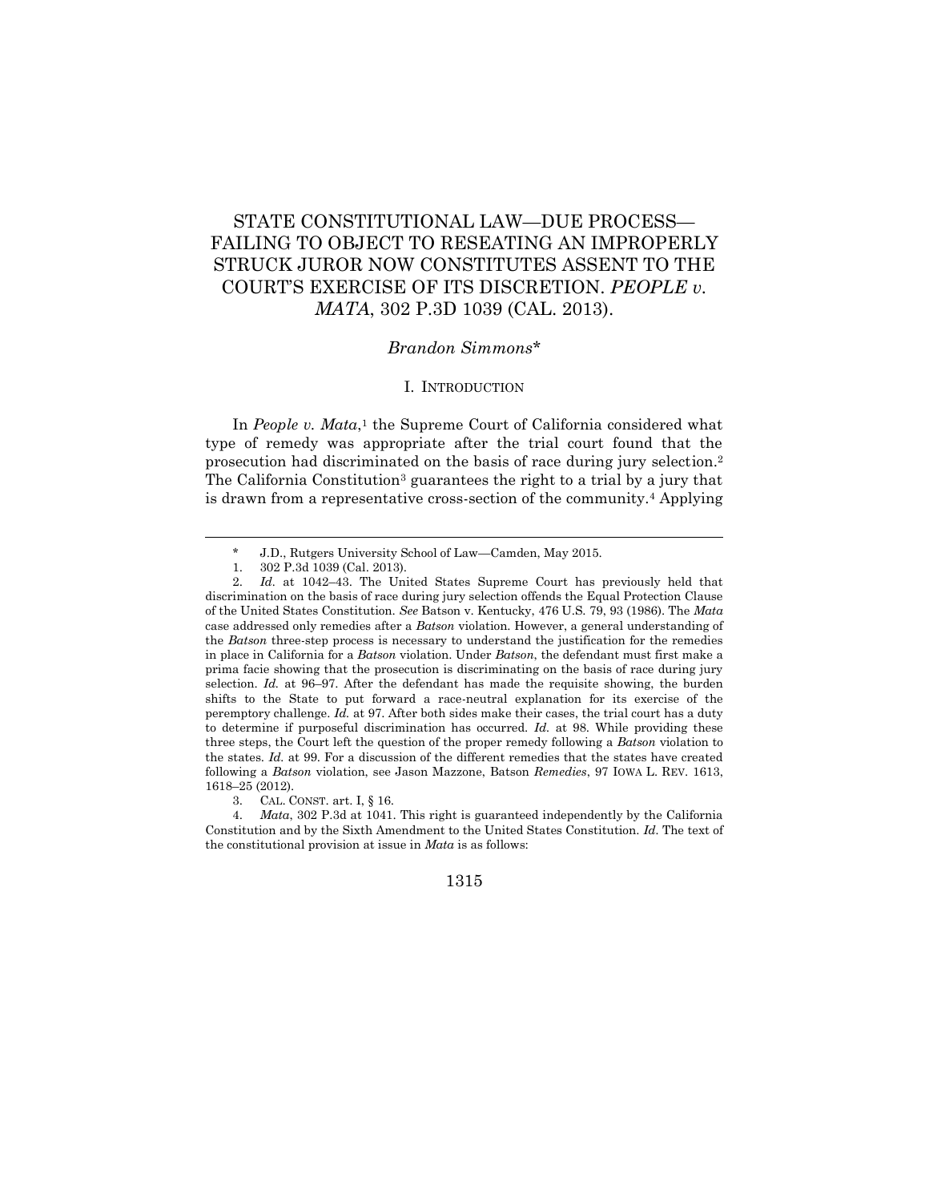# STATE CONSTITUTIONAL LAW—DUE PROCESS—FAILING TO OBJECT TO RESEATING AN IMPROPERLY STRUCK JUROR NOW CONSTITUTES ASSENT TO THE COURT'S EXERCISE OF ITS DISCRETION. *PEOPLE v. MATA*, 302 P.3D 1039 (CAL. 2013).

*Brandon Simmons*\*

## I. INTRODUCTION

In *People v. Mata*,[1] the Supreme Court of California considered what type of remedy was appropriate after the trial court found that the prosecution had discriminated on the basis of race during jury selection.[2] The California Constitution[3] guarantees the right to a trial by a jury that is drawn from a representative cross-section of the community.[4] Applying

---

\* J.D., Rutgers University School of Law—Camden, May 2015.

1. 302 P.3d 1039 (Cal. 2013).

2. *Id*. at 1042–43. The United States Supreme Court has previously held that discrimination on the basis of race during jury selection offends the Equal Protection Clause of the United States Constitution. *See* Batson v. Kentucky, 476 U.S. 79, 93 (1986). The *Mata* case addressed only remedies after a *Batson* violation. However, a general understanding of the *Batson* three-step process is necessary to understand the justification for the remedies in place in California for a *Batson* violation. Under *Batson*, the defendant must first make a prima facie showing that the prosecution is discriminating on the basis of race during jury selection. *Id.* at 96–97. After the defendant has made the requisite showing, the burden shifts to the State to put forward a race-neutral explanation for its exercise of the peremptory challenge. *Id.* at 97. After both sides make their cases, the trial court has a duty to determine if purposeful discrimination has occurred. *Id.* at 98. While providing these three steps, the Court left the question of the proper remedy following a *Batson* violation to the states. *Id.* at 99. For a discussion of the different remedies that the states have created following a *Batson* violation, see Jason Mazzone, Batson *Remedies*, 97 IOWA L. REV. 1613, 1618–25 (2012).

3. CAL. CONST. art. I, § 16.

4. *Mata*, 302 P.3d at 1041. This right is guaranteed independently by the California Constitution and by the Sixth Amendment to the United States Constitution. *Id*. The text of the constitutional provision at issue in *Mata* is as follows: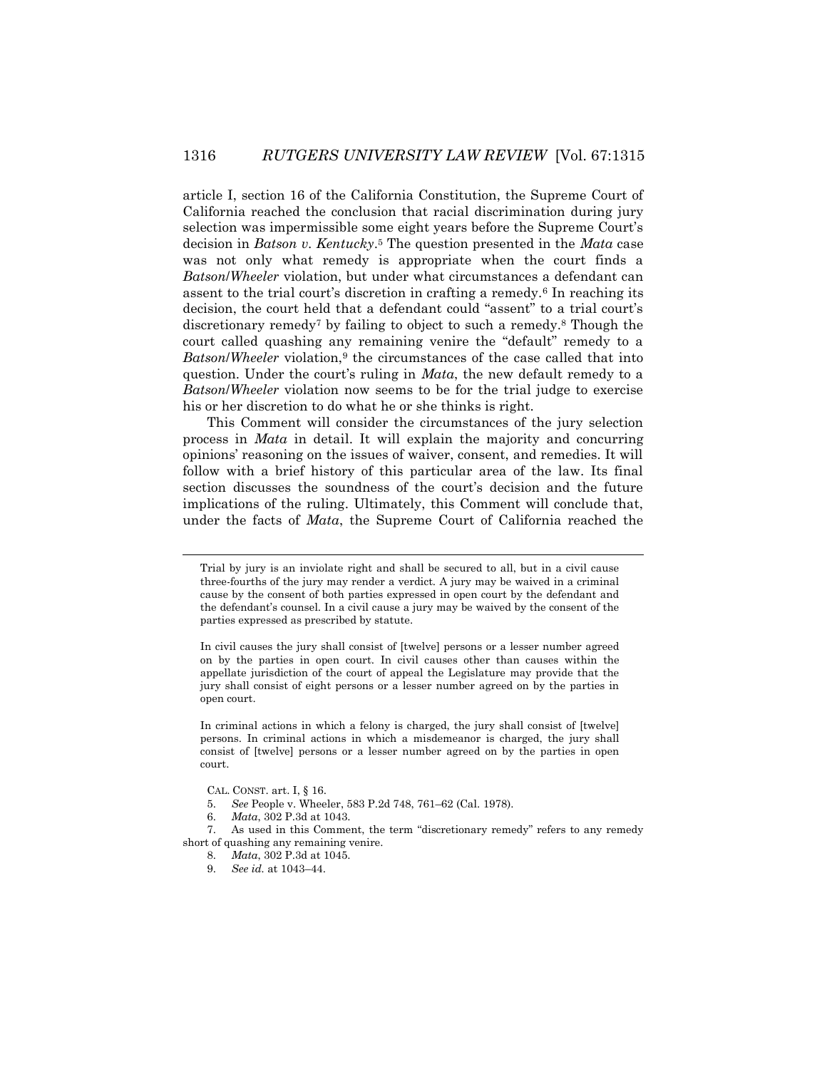article I, section 16 of the California Constitution, the Supreme Court of California reached the conclusion that racial discrimination during jury selection was impermissible some eight years before the Supreme Court's decision in *Batson v. Kentucky*.[5] The question presented in the *Mata* case was not only what remedy is appropriate when the court finds a *Batson*/*Wheeler* violation, but under what circumstances a defendant can assent to the trial court's discretion in crafting a remedy.[6] In reaching its decision, the court held that a defendant could "assent" to a trial court's discretionary remedy[7] by failing to object to such a remedy.[8] Though the court called quashing any remaining venire the "default" remedy to a *Batson*/*Wheeler* violation,[9] the circumstances of the case called that into question. Under the court's ruling in *Mata*, the new default remedy to a *Batson*/*Wheeler* violation now seems to be for the trial judge to exercise his or her discretion to do what he or she thinks is right.

This Comment will consider the circumstances of the jury selection process in *Mata* in detail. It will explain the majority and concurring opinions' reasoning on the issues of waiver, consent, and remedies. It will follow with a brief history of this particular area of the law. Its final section discusses the soundness of the court's decision and the future implications of the ruling. Ultimately, this Comment will conclude that, under the facts of *Mata*, the Supreme Court of California reached the

---

Trial by jury is an inviolate right and shall be secured to all, but in a civil cause three-fourths of the jury may render a verdict. A jury may be waived in a criminal cause by the consent of both parties expressed in open court by the defendant and the defendant's counsel. In a civil cause a jury may be waived by the consent of the parties expressed as prescribed by statute.

In civil causes the jury shall consist of [twelve] persons or a lesser number agreed on by the parties in open court. In civil causes other than causes within the appellate jurisdiction of the court of appeal the Legislature may provide that the jury shall consist of eight persons or a lesser number agreed on by the parties in open court.

In criminal actions in which a felony is charged, the jury shall consist of [twelve] persons. In criminal actions in which a misdemeanor is charged, the jury shall consist of [twelve] persons or a lesser number agreed on by the parties in open court.

CAL. CONST. art. I, § 16.

5. *See* People v. Wheeler, 583 P.2d 748, 761–62 (Cal. 1978).

6. *Mata*, 302 P.3d at 1043.

7. As used in this Comment, the term "discretionary remedy" refers to any remedy short of quashing any remaining venire.

8. *Mata*, 302 P.3d at 1045.

9. *See id.* at 1043–44.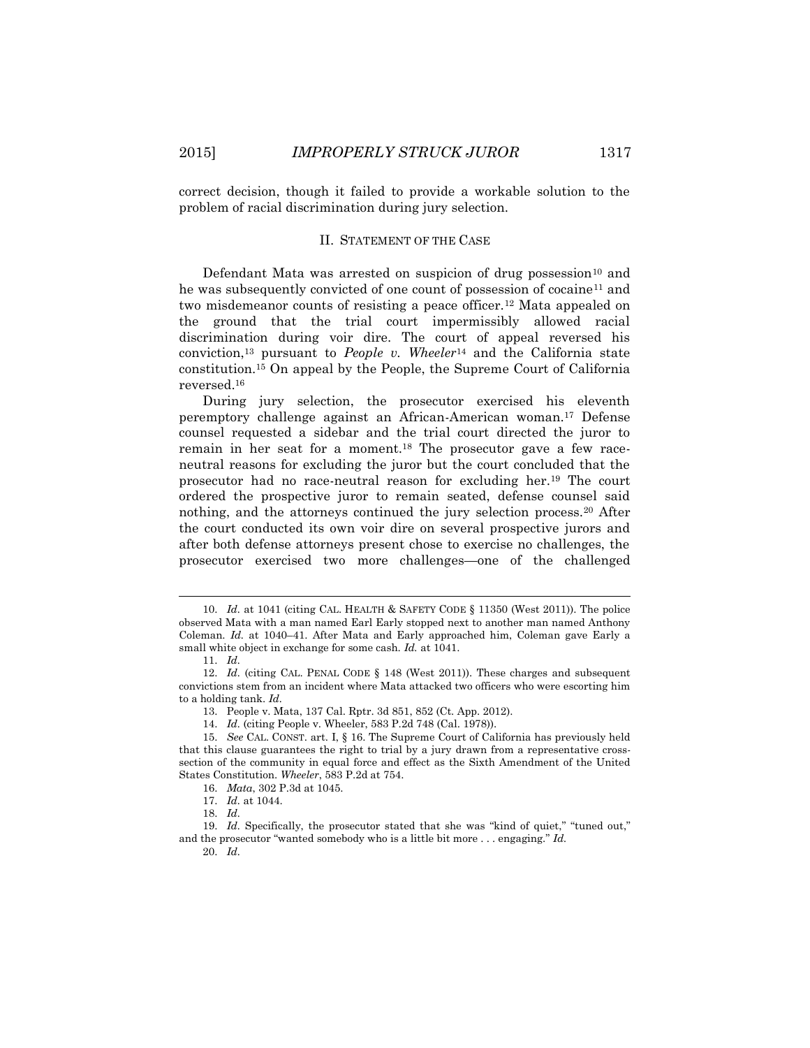correct decision, though it failed to provide a workable solution to the problem of racial discrimination during jury selection.

## II. Statement of the Case

Defendant Mata was arrested on suspicion of drug possession[10] and he was subsequently convicted of one count of possession of cocaine[11] and two misdemeanor counts of resisting a peace officer.[12] Mata appealed on the ground that the trial court impermissibly allowed racial discrimination during voir dire. The court of appeal reversed his conviction,[13] pursuant to *People v. Wheeler*[14] and the California state constitution.[15] On appeal by the People, the Supreme Court of California reversed.[16]

During jury selection, the prosecutor exercised his eleventh peremptory challenge against an African-American woman.[17] Defense counsel requested a sidebar and the trial court directed the juror to remain in her seat for a moment.[18] The prosecutor gave a few race-neutral reasons for excluding the juror but the court concluded that the prosecutor had no race-neutral reason for excluding her.[19] The court ordered the prospective juror to remain seated, defense counsel said nothing, and the attorneys continued the jury selection process.[20] After the court conducted its own voir dire on several prospective jurors and after both defense attorneys present chose to exercise no challenges, the prosecutor exercised two more challenges—one of the challenged

---

10. *Id.* at 1041 (citing CAL. HEALTH & SAFETY CODE § 11350 (West 2011)). The police observed Mata with a man named Earl Early stopped next to another man named Anthony Coleman. *Id.* at 1040–41. After Mata and Early approached him, Coleman gave Early a small white object in exchange for some cash. *Id.* at 1041.

11. *Id.*

12. *Id.* (citing CAL. PENAL CODE § 148 (West 2011)). These charges and subsequent convictions stem from an incident where Mata attacked two officers who were escorting him to a holding tank. *Id.*

13. People v. Mata, 137 Cal. Rptr. 3d 851, 852 (Ct. App. 2012).

14. *Id.* (citing People v. Wheeler, 583 P.2d 748 (Cal. 1978)).

15. *See* CAL. CONST. art. I, § 16. The Supreme Court of California has previously held that this clause guarantees the right to trial by a jury drawn from a representative cross-section of the community in equal force and effect as the Sixth Amendment of the United States Constitution. *Wheeler*, 583 P.2d at 754.

16. *Mata*, 302 P.3d at 1045.

17. *Id.* at 1044.

18. *Id.*

19. *Id.* Specifically, the prosecutor stated that she was "kind of quiet," "tuned out," and the prosecutor "wanted somebody who is a little bit more . . . engaging." *Id.*

20. *Id.*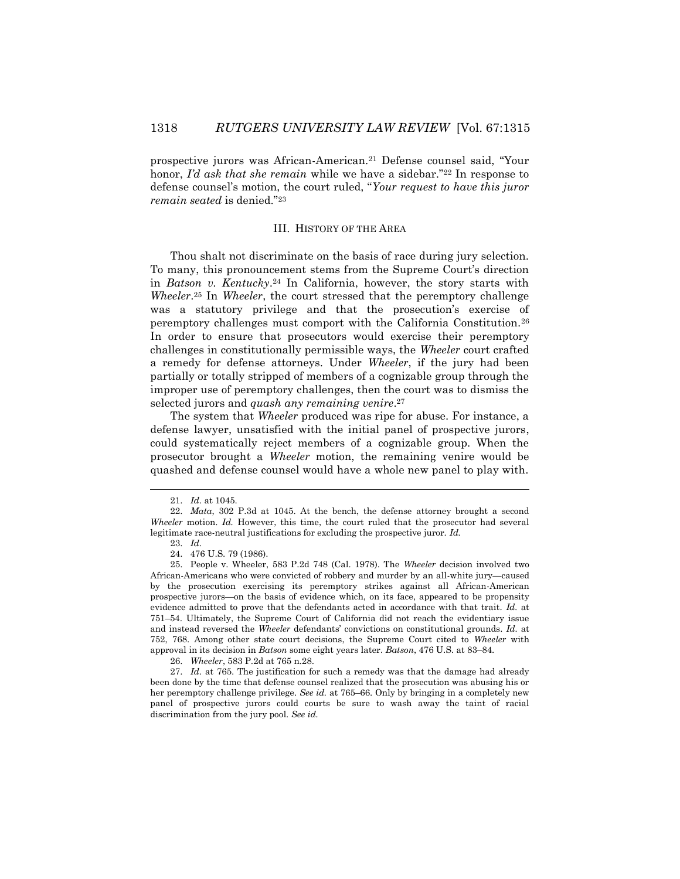prospective jurors was African-American.[21] Defense counsel said, "Your honor, *I'd ask that she remain* while we have a sidebar."[22] In response to defense counsel's motion, the court ruled, "*Your request to have this juror remain seated* is denied."[23]

## III. HISTORY OF THE AREA

Thou shalt not discriminate on the basis of race during jury selection. To many, this pronouncement stems from the Supreme Court's direction in *Batson v. Kentucky*.[24] In California, however, the story starts with *Wheeler*.[25] In *Wheeler*, the court stressed that the peremptory challenge was a statutory privilege and that the prosecution's exercise of peremptory challenges must comport with the California Constitution.[26] In order to ensure that prosecutors would exercise their peremptory challenges in constitutionally permissible ways, the *Wheeler* court crafted a remedy for defense attorneys. Under *Wheeler*, if the jury had been partially or totally stripped of members of a cognizable group through the improper use of peremptory challenges, then the court was to dismiss the selected jurors and *quash any remaining venire*.[27]

The system that *Wheeler* produced was ripe for abuse. For instance, a defense lawyer, unsatisfied with the initial panel of prospective jurors, could systematically reject members of a cognizable group. When the prosecutor brought a *Wheeler* motion, the remaining venire would be quashed and defense counsel would have a whole new panel to play with.

---

21. *Id.* at 1045.

22. *Mata*, 302 P.3d at 1045. At the bench, the defense attorney brought a second *Wheeler* motion. *Id.* However, this time, the court ruled that the prosecutor had several legitimate race-neutral justifications for excluding the prospective juror. *Id.*

23. *Id.*

24. 476 U.S. 79 (1986).

25. People v. Wheeler, 583 P.2d 748 (Cal. 1978). The *Wheeler* decision involved two African-Americans who were convicted of robbery and murder by an all-white jury—caused by the prosecution exercising its peremptory strikes against all African-American prospective jurors—on the basis of evidence which, on its face, appeared to be propensity evidence admitted to prove that the defendants acted in accordance with that trait. *Id.* at 751–54. Ultimately, the Supreme Court of California did not reach the evidentiary issue and instead reversed the *Wheeler* defendants' convictions on constitutional grounds. *Id.* at 752, 768. Among other state court decisions, the Supreme Court cited to *Wheeler* with approval in its decision in *Batson* some eight years later. *Batson*, 476 U.S. at 83–84.

26. *Wheeler*, 583 P.2d at 765 n.28.

27. *Id.* at 765. The justification for such a remedy was that the damage had already been done by the time that defense counsel realized that the prosecution was abusing his or her peremptory challenge privilege. *See id.* at 765–66. Only by bringing in a completely new panel of prospective jurors could courts be sure to wash away the taint of racial discrimination from the jury pool. *See id.*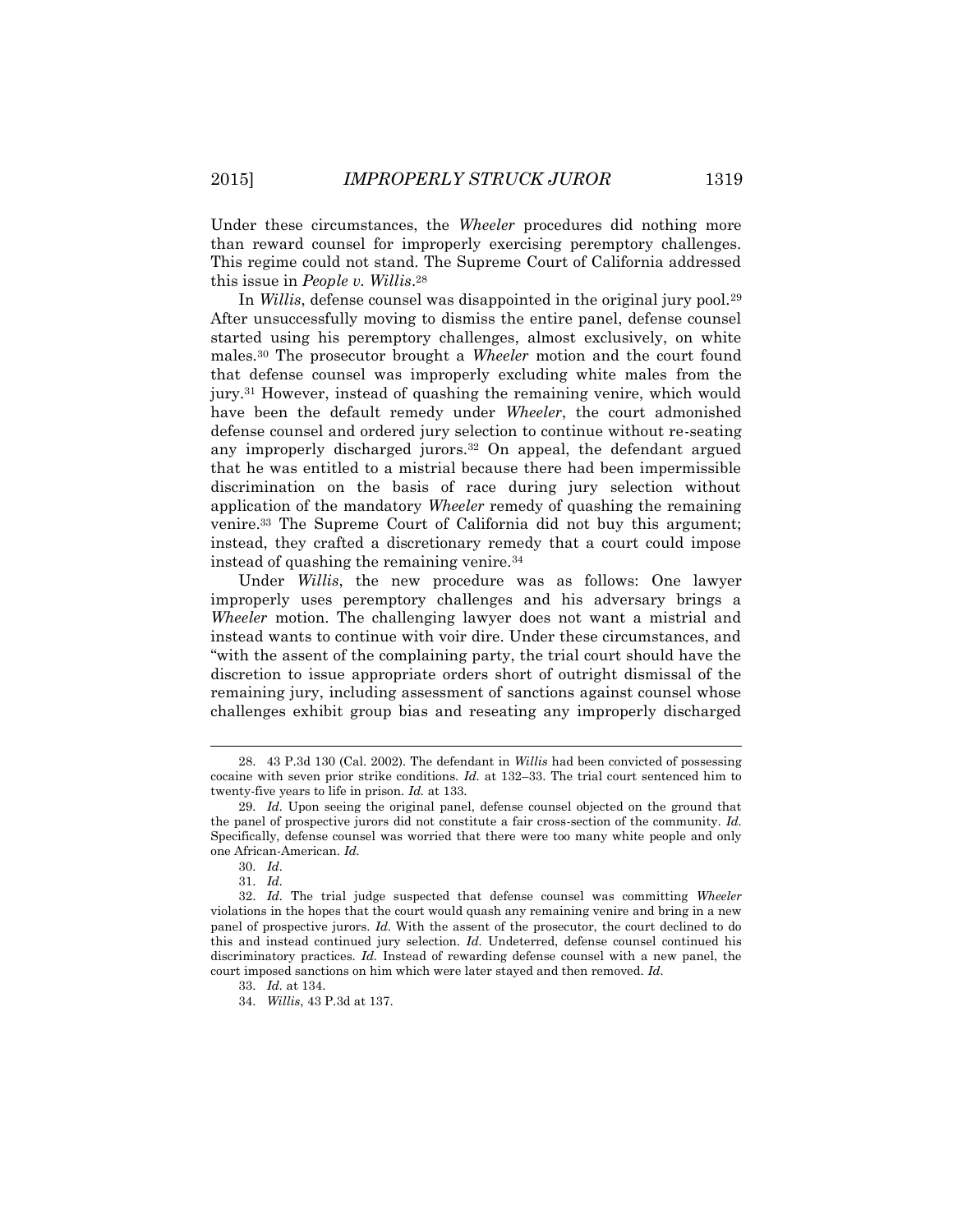Under these circumstances, the *Wheeler* procedures did nothing more than reward counsel for improperly exercising peremptory challenges. This regime could not stand. The Supreme Court of California addressed this issue in *People v. Willis*.[28]

In *Willis*, defense counsel was disappointed in the original jury pool.[29] After unsuccessfully moving to dismiss the entire panel, defense counsel started using his peremptory challenges, almost exclusively, on white males.[30] The prosecutor brought a *Wheeler* motion and the court found that defense counsel was improperly excluding white males from the jury.[31] However, instead of quashing the remaining venire, which would have been the default remedy under *Wheeler*, the court admonished defense counsel and ordered jury selection to continue without re-seating any improperly discharged jurors.[32] On appeal, the defendant argued that he was entitled to a mistrial because there had been impermissible discrimination on the basis of race during jury selection without application of the mandatory *Wheeler* remedy of quashing the remaining venire.[33] The Supreme Court of California did not buy this argument; instead, they crafted a discretionary remedy that a court could impose instead of quashing the remaining venire.[34]

Under *Willis*, the new procedure was as follows: One lawyer improperly uses peremptory challenges and his adversary brings a *Wheeler* motion. The challenging lawyer does not want a mistrial and instead wants to continue with voir dire. Under these circumstances, and "with the assent of the complaining party, the trial court should have the discretion to issue appropriate orders short of outright dismissal of the remaining jury, including assessment of sanctions against counsel whose challenges exhibit group bias and reseating any improperly discharged

---

28. 43 P.3d 130 (Cal. 2002). The defendant in *Willis* had been convicted of possessing cocaine with seven prior strike conditions. *Id.* at 132–33. The trial court sentenced him to twenty-five years to life in prison. *Id.* at 133.

29. *Id.* Upon seeing the original panel, defense counsel objected on the ground that the panel of prospective jurors did not constitute a fair cross-section of the community. *Id.* Specifically, defense counsel was worried that there were too many white people and only one African-American. *Id.*

30. *Id.*

31. *Id.*

32. *Id.* The trial judge suspected that defense counsel was committing *Wheeler* violations in the hopes that the court would quash any remaining venire and bring in a new panel of prospective jurors. *Id.* With the assent of the prosecutor, the court declined to do this and instead continued jury selection. *Id.* Undeterred, defense counsel continued his discriminatory practices. *Id.* Instead of rewarding defense counsel with a new panel, the court imposed sanctions on him which were later stayed and then removed. *Id.*

33. *Id.* at 134.

34. *Willis*, 43 P.3d at 137.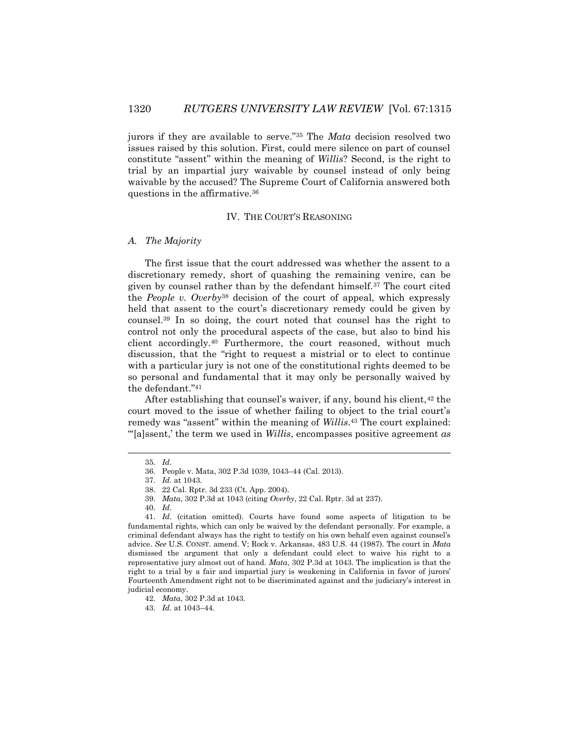jurors if they are available to serve."[35] The *Mata* decision resolved two issues raised by this solution. First, could mere silence on part of counsel constitute "assent" within the meaning of *Willis*? Second, is the right to trial by an impartial jury waivable by counsel instead of only being waivable by the accused? The Supreme Court of California answered both questions in the affirmative.[36]

## IV. THE COURT'S REASONING

### A. *The Majority*

The first issue that the court addressed was whether the assent to a discretionary remedy, short of quashing the remaining venire, can be given by counsel rather than by the defendant himself.[37] The court cited the *People v. Overby*[38] decision of the court of appeal, which expressly held that assent to the court's discretionary remedy could be given by counsel.[39] In so doing, the court noted that counsel has the right to control not only the procedural aspects of the case, but also to bind his client accordingly.[40] Furthermore, the court reasoned, without much discussion, that the "right to request a mistrial or to elect to continue with a particular jury is not one of the constitutional rights deemed to be so personal and fundamental that it may only be personally waived by the defendant."[41]

After establishing that counsel's waiver, if any, bound his client,[42] the court moved to the issue of whether failing to object to the trial court's remedy was "assent" within the meaning of *Willis*.[43] The court explained: "'[a]ssent,' the term we used in *Willis*, encompasses positive agreement *as*

---

35. *Id.*

36. People v. Mata, 302 P.3d 1039, 1043–44 (Cal. 2013).

37. *Id.* at 1043.

38. 22 Cal. Rptr. 3d 233 (Ct. App. 2004).

39. *Mata*, 302 P.3d at 1043 (citing *Overby*, 22 Cal. Rptr. 3d at 237).

40. *Id.*

41. *Id.* (citation omitted). Courts have found some aspects of litigation to be fundamental rights, which can only be waived by the defendant personally. For example, a criminal defendant always has the right to testify on his own behalf even against counsel's advice. *See* U.S. CONST. amend. V; Rock v. Arkansas, 483 U.S. 44 (1987). The court in *Mata* dismissed the argument that only a defendant could elect to waive his right to a representative jury almost out of hand. *Mata*, 302 P.3d at 1043. The implication is that the right to a trial by a fair and impartial jury is weakening in California in favor of jurors' Fourteenth Amendment right not to be discriminated against and the judiciary's interest in judicial economy.

42. *Mata*, 302 P.3d at 1043.

43. *Id.* at 1043–44.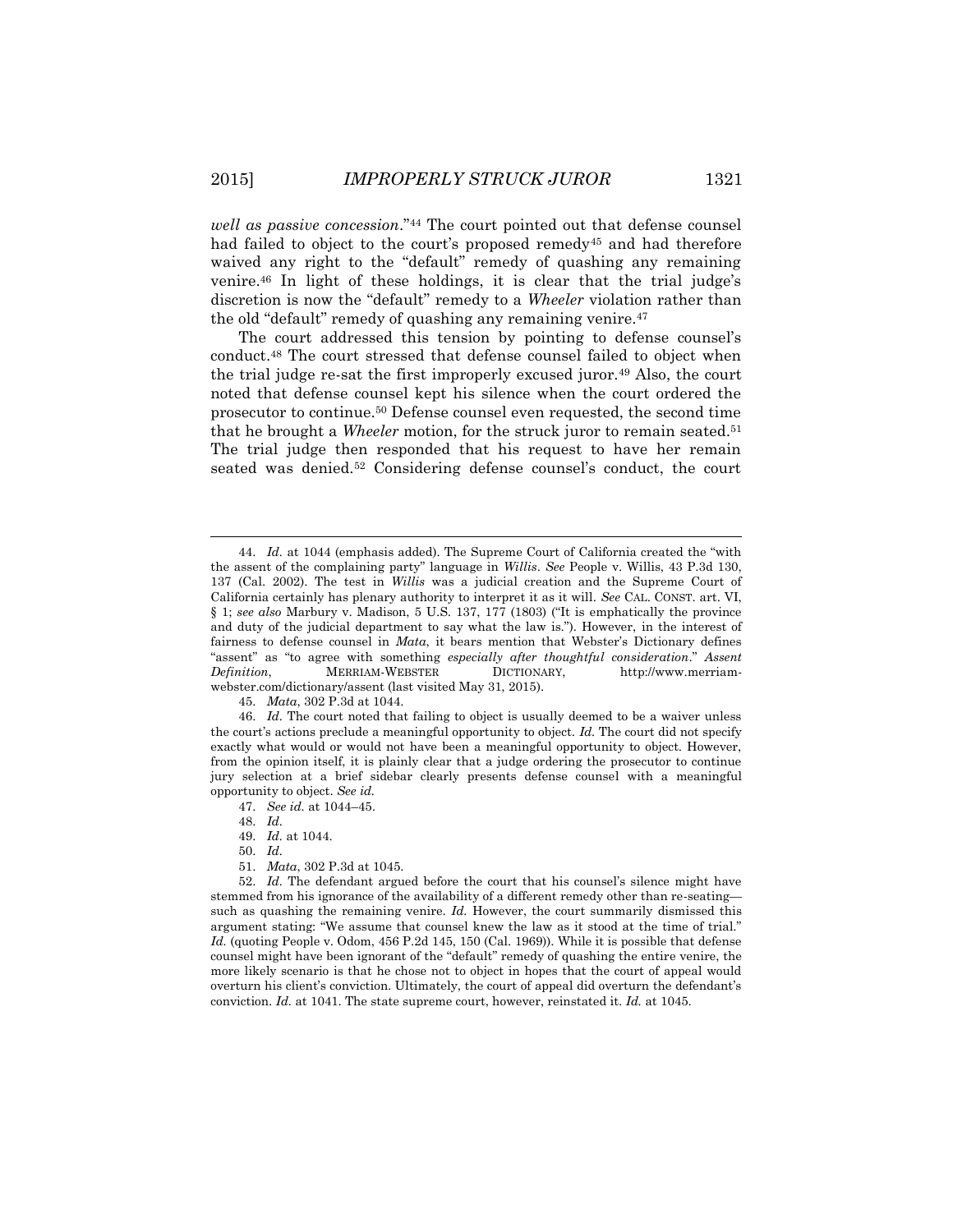*well as passive concession*."[44] The court pointed out that defense counsel had failed to object to the court's proposed remedy[45] and had therefore waived any right to the "default" remedy of quashing any remaining venire.[46] In light of these holdings, it is clear that the trial judge's discretion is now the "default" remedy to a *Wheeler* violation rather than the old "default" remedy of quashing any remaining venire.[47]

The court addressed this tension by pointing to defense counsel's conduct.[48] The court stressed that defense counsel failed to object when the trial judge re-sat the first improperly excused juror.[49] Also, the court noted that defense counsel kept his silence when the court ordered the prosecutor to continue.[50] Defense counsel even requested, the second time that he brought a *Wheeler* motion, for the struck juror to remain seated.[51] The trial judge then responded that his request to have her remain seated was denied.[52] Considering defense counsel's conduct, the court

---

44. *Id.* at 1044 (emphasis added). The Supreme Court of California created the "with the assent of the complaining party" language in *Willis*. *See* People v. Willis, 43 P.3d 130, 137 (Cal. 2002). The test in *Willis* was a judicial creation and the Supreme Court of California certainly has plenary authority to interpret it as it will. *See* CAL. CONST. art. VI, § 1; *see also* Marbury v. Madison, 5 U.S. 137, 177 (1803) ("It is emphatically the province and duty of the judicial department to say what the law is."). However, in the interest of fairness to defense counsel in *Mata*, it bears mention that Webster's Dictionary defines "assent" as "to agree with something *especially after thoughtful consideration*." *Assent Definition*, MERRIAM-WEBSTER DICTIONARY, http://www.merriam-webster.com/dictionary/assent (last visited May 31, 2015).

45. *Mata*, 302 P.3d at 1044.

46. *Id.* The court noted that failing to object is usually deemed to be a waiver unless the court's actions preclude a meaningful opportunity to object. *Id.* The court did not specify exactly what would or would not have been a meaningful opportunity to object. However, from the opinion itself, it is plainly clear that a judge ordering the prosecutor to continue jury selection at a brief sidebar clearly presents defense counsel with a meaningful opportunity to object. *See id.*

47. *See id.* at 1044–45.

48. *Id.*

49. *Id.* at 1044.

50. *Id.*

51. *Mata*, 302 P.3d at 1045.

52. *Id.* The defendant argued before the court that his counsel's silence might have stemmed from his ignorance of the availability of a different remedy other than re-seating—such as quashing the remaining venire. *Id.* However, the court summarily dismissed this argument stating: "We assume that counsel knew the law as it stood at the time of trial." *Id.* (quoting People v. Odom, 456 P.2d 145, 150 (Cal. 1969)). While it is possible that defense counsel might have been ignorant of the "default" remedy of quashing the entire venire, the more likely scenario is that he chose not to object in hopes that the court of appeal would overturn his client's conviction. Ultimately, the court of appeal did overturn the defendant's conviction. *Id.* at 1041. The state supreme court, however, reinstated it. *Id.* at 1045.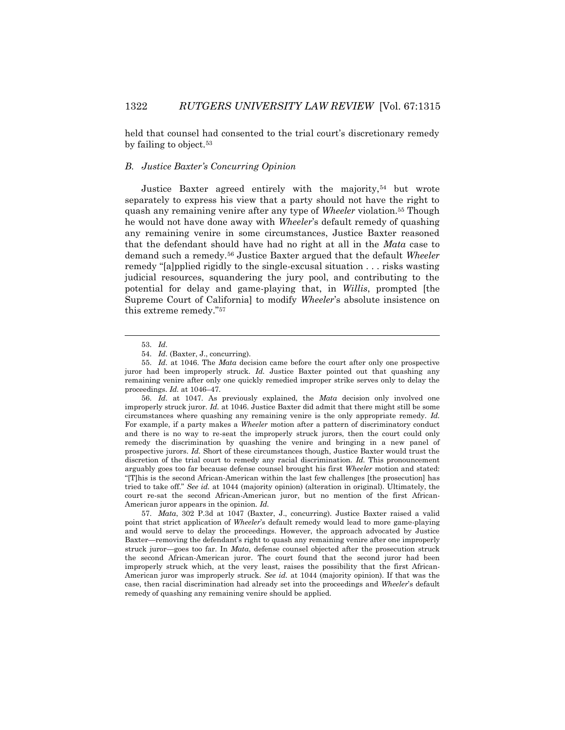held that counsel had consented to the trial court's discretionary remedy by failing to object.[53]

### B. *Justice Baxter's Concurring Opinion*

Justice Baxter agreed entirely with the majority,[54] but wrote separately to express his view that a party should not have the right to quash any remaining venire after any type of *Wheeler* violation.[55] Though he would not have done away with *Wheeler*'s default remedy of quashing any remaining venire in some circumstances, Justice Baxter reasoned that the defendant should have had no right at all in the *Mata* case to demand such a remedy.[56] Justice Baxter argued that the default *Wheeler* remedy "[a]pplied rigidly to the single-excusal situation . . . risks wasting judicial resources, squandering the jury pool, and contributing to the potential for delay and game-playing that, in *Willis*, prompted [the Supreme Court of California] to modify *Wheeler*'s absolute insistence on this extreme remedy."[57]

---

53. *Id.*

54. *Id.* (Baxter, J., concurring).

55. *Id.* at 1046. The *Mata* decision came before the court after only one prospective juror had been improperly struck. *Id.* Justice Baxter pointed out that quashing any remaining venire after only one quickly remedied improper strike serves only to delay the proceedings. *Id.* at 1046–47.

56. *Id.* at 1047. As previously explained, the *Mata* decision only involved one improperly struck juror. *Id.* at 1046. Justice Baxter did admit that there might still be some circumstances where quashing any remaining venire is the only appropriate remedy. *Id.* For example, if a party makes a *Wheeler* motion after a pattern of discriminatory conduct and there is no way to re-seat the improperly struck jurors, then the court could only remedy the discrimination by quashing the venire and bringing in a new panel of prospective jurors. *Id.* Short of these circumstances though, Justice Baxter would trust the discretion of the trial court to remedy any racial discrimination. *Id.* This pronouncement arguably goes too far because defense counsel brought his first *Wheeler* motion and stated: "[T]his is the second African-American within the last few challenges [the prosecution] has tried to take off." *See id.* at 1044 (majority opinion) (alteration in original). Ultimately, the court re-sat the second African-American juror, but no mention of the first African-American juror appears in the opinion. *Id.*

57. *Mata*, 302 P.3d at 1047 (Baxter, J., concurring). Justice Baxter raised a valid point that strict application of *Wheeler*'s default remedy would lead to more game-playing and would serve to delay the proceedings. However, the approach advocated by Justice Baxter—removing the defendant's right to quash any remaining venire after one improperly struck juror—goes too far. In *Mata*, defense counsel objected after the prosecution struck the second African-American juror. The court found that the second juror had been improperly struck which, at the very least, raises the possibility that the first African-American juror was improperly struck. *See id.* at 1044 (majority opinion). If that was the case, then racial discrimination had already set into the proceedings and *Wheeler*'s default remedy of quashing any remaining venire should be applied.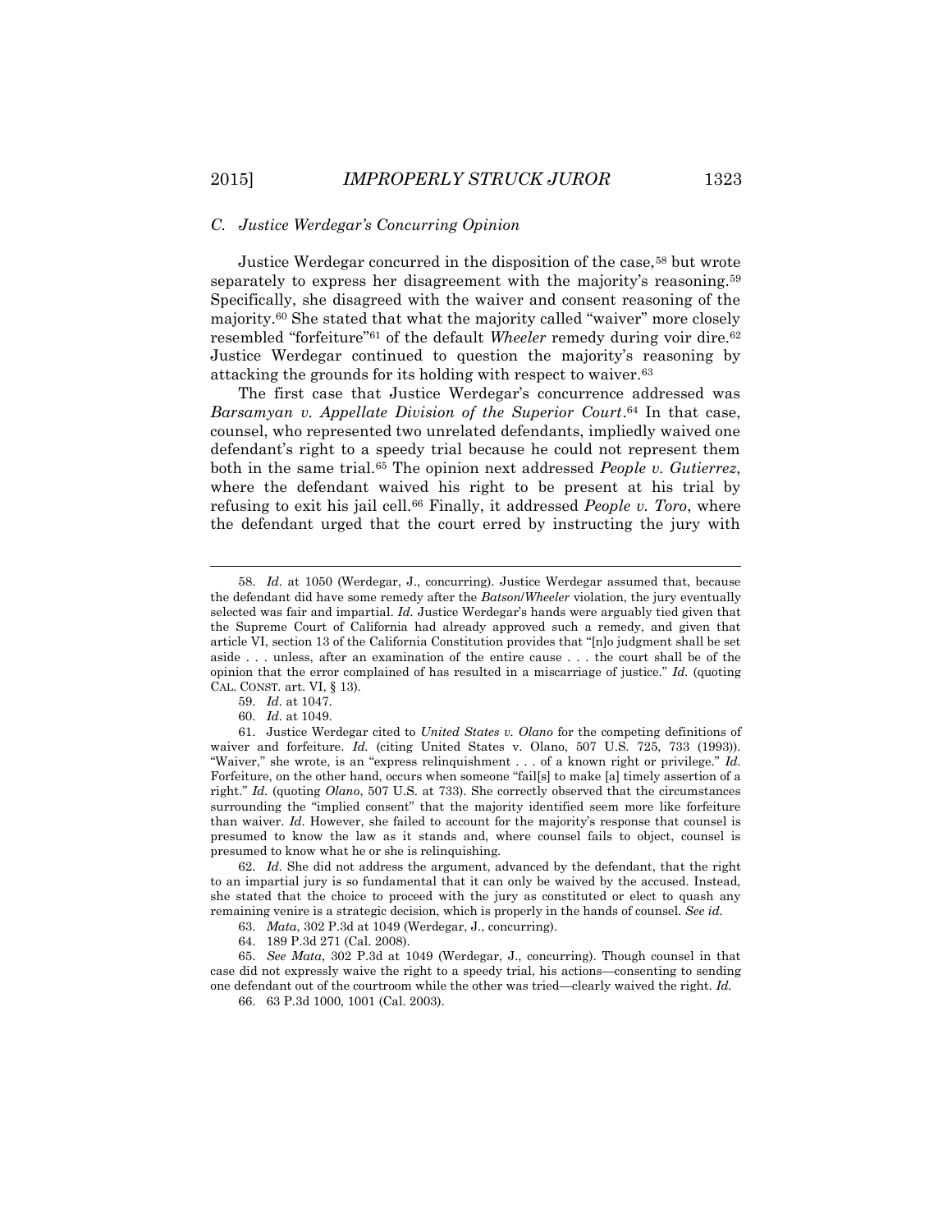### C. *Justice Werdegar's Concurring Opinion*

Justice Werdegar concurred in the disposition of the case,[58] but wrote separately to express her disagreement with the majority's reasoning.[59] Specifically, she disagreed with the waiver and consent reasoning of the majority.[60] She stated that what the majority called "waiver" more closely resembled "forfeiture"[61] of the default *Wheeler* remedy during voir dire.[62] Justice Werdegar continued to question the majority's reasoning by attacking the grounds for its holding with respect to waiver.[63]

The first case that Justice Werdegar's concurrence addressed was *Barsamyan v. Appellate Division of the Superior Court*.[64] In that case, counsel, who represented two unrelated defendants, impliedly waived one defendant's right to a speedy trial because he could not represent them both in the same trial.[65] The opinion next addressed *People v. Gutierrez*, where the defendant waived his right to be present at his trial by refusing to exit his jail cell.[66] Finally, it addressed *People v. Toro*, where the defendant urged that the court erred by instructing the jury with

---

58. *Id.* at 1050 (Werdegar, J., concurring). Justice Werdegar assumed that, because the defendant did have some remedy after the *Batson*/*Wheeler* violation, the jury eventually selected was fair and impartial. *Id.* Justice Werdegar's hands were arguably tied given that the Supreme Court of California had already approved such a remedy, and given that article VI, section 13 of the California Constitution provides that "[n]o judgment shall be set aside . . . unless, after an examination of the entire cause . . . the court shall be of the opinion that the error complained of has resulted in a miscarriage of justice." *Id.* (quoting CAL. CONST. art. VI, § 13).

59. *Id.* at 1047.

60. *Id.* at 1049.

61. Justice Werdegar cited to *United States v. Olano* for the competing definitions of waiver and forfeiture. *Id.* (citing United States v. Olano, 507 U.S. 725, 733 (1993)). "Waiver," she wrote, is an "express relinquishment . . . of a known right or privilege." *Id.* Forfeiture, on the other hand, occurs when someone "fail[s] to make [a] timely assertion of a right." *Id.* (quoting *Olano*, 507 U.S. at 733). She correctly observed that the circumstances surrounding the "implied consent" that the majority identified seem more like forfeiture than waiver. *Id.* However, she failed to account for the majority's response that counsel is presumed to know the law as it stands and, where counsel fails to object, counsel is presumed to know what he or she is relinquishing.

62. *Id.* She did not address the argument, advanced by the defendant, that the right to an impartial jury is so fundamental that it can only be waived by the accused. Instead, she stated that the choice to proceed with the jury as constituted or elect to quash any remaining venire is a strategic decision, which is properly in the hands of counsel. *See id.*

63. *Mata*, 302 P.3d at 1049 (Werdegar, J., concurring).

64. 189 P.3d 271 (Cal. 2008).

65. *See Mata*, 302 P.3d at 1049 (Werdegar, J., concurring). Though counsel in that case did not expressly waive the right to a speedy trial, his actions—consenting to sending one defendant out of the courtroom while the other was tried—clearly waived the right. *Id.*

66. 63 P.3d 1000, 1001 (Cal. 2003).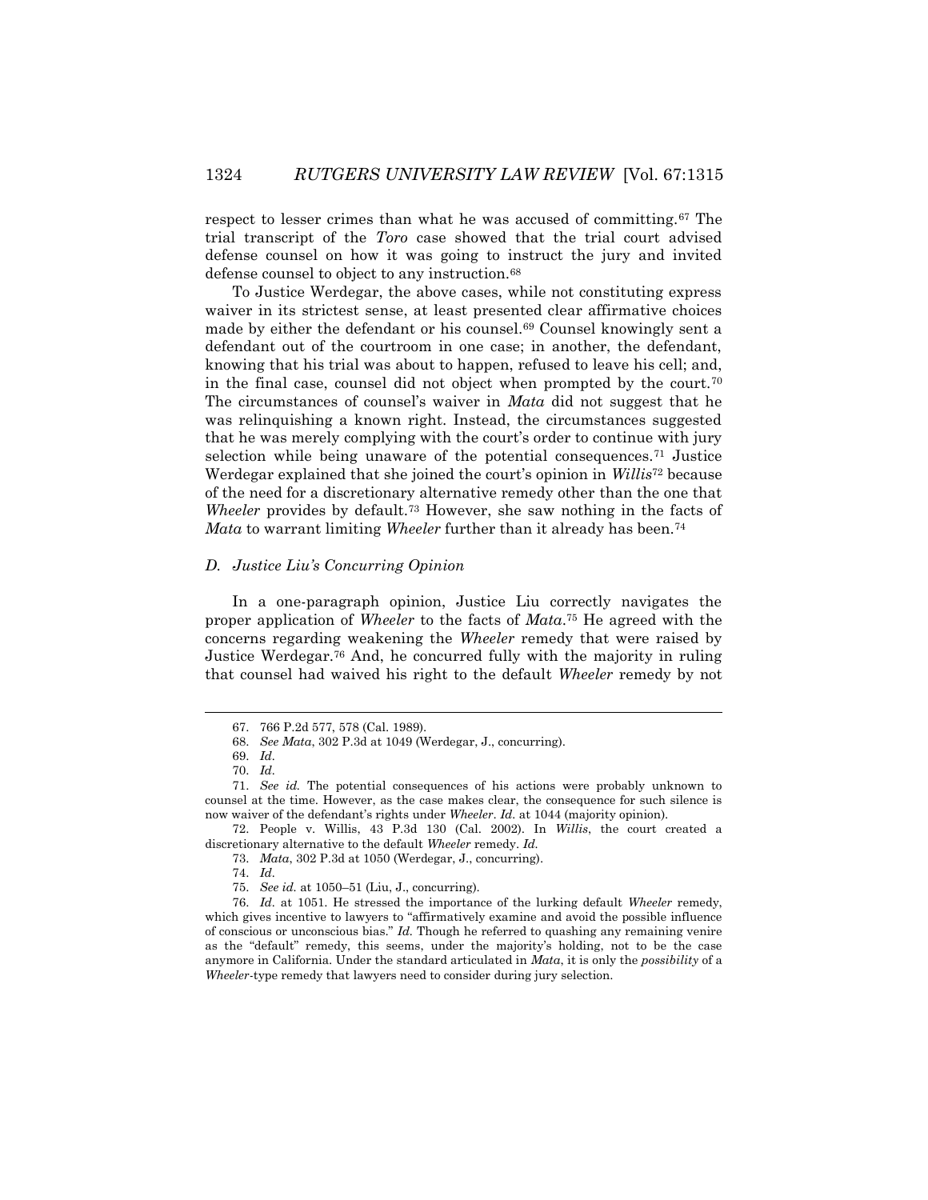respect to lesser crimes than what he was accused of committing.[67] The trial transcript of the *Toro* case showed that the trial court advised defense counsel on how it was going to instruct the jury and invited defense counsel to object to any instruction.[68]

To Justice Werdegar, the above cases, while not constituting express waiver in its strictest sense, at least presented clear affirmative choices made by either the defendant or his counsel.[69] Counsel knowingly sent a defendant out of the courtroom in one case; in another, the defendant, knowing that his trial was about to happen, refused to leave his cell; and, in the final case, counsel did not object when prompted by the court.[70] The circumstances of counsel's waiver in *Mata* did not suggest that he was relinquishing a known right. Instead, the circumstances suggested that he was merely complying with the court's order to continue with jury selection while being unaware of the potential consequences.[71] Justice Werdegar explained that she joined the court's opinion in *Willis*[72] because of the need for a discretionary alternative remedy other than the one that *Wheeler* provides by default.[73] However, she saw nothing in the facts of *Mata* to warrant limiting *Wheeler* further than it already has been.[74]

### *D. Justice Liu's Concurring Opinion*

In a one-paragraph opinion, Justice Liu correctly navigates the proper application of *Wheeler* to the facts of *Mata*.[75] He agreed with the concerns regarding weakening the *Wheeler* remedy that were raised by Justice Werdegar.[76] And, he concurred fully with the majority in ruling that counsel had waived his right to the default *Wheeler* remedy by not

---

67. 766 P.2d 577, 578 (Cal. 1989).

68. *See Mata*, 302 P.3d at 1049 (Werdegar, J., concurring).

69. *Id*.

70. *Id*.

71. *See id.* The potential consequences of his actions were probably unknown to counsel at the time. However, as the case makes clear, the consequence for such silence is now waiver of the defendant's rights under *Wheeler*. *Id*. at 1044 (majority opinion).

72. People v. Willis, 43 P.3d 130 (Cal. 2002). In *Willis*, the court created a discretionary alternative to the default *Wheeler* remedy. *Id.*

73. *Mata*, 302 P.3d at 1050 (Werdegar, J., concurring).

74. *Id*.

75. *See id.* at 1050–51 (Liu, J., concurring).

76. *Id*. at 1051. He stressed the importance of the lurking default *Wheeler* remedy, which gives incentive to lawyers to "affirmatively examine and avoid the possible influence of conscious or unconscious bias." *Id.* Though he referred to quashing any remaining venire as the "default" remedy, this seems, under the majority's holding, not to be the case anymore in California. Under the standard articulated in *Mata*, it is only the *possibility* of a *Wheeler*-type remedy that lawyers need to consider during jury selection.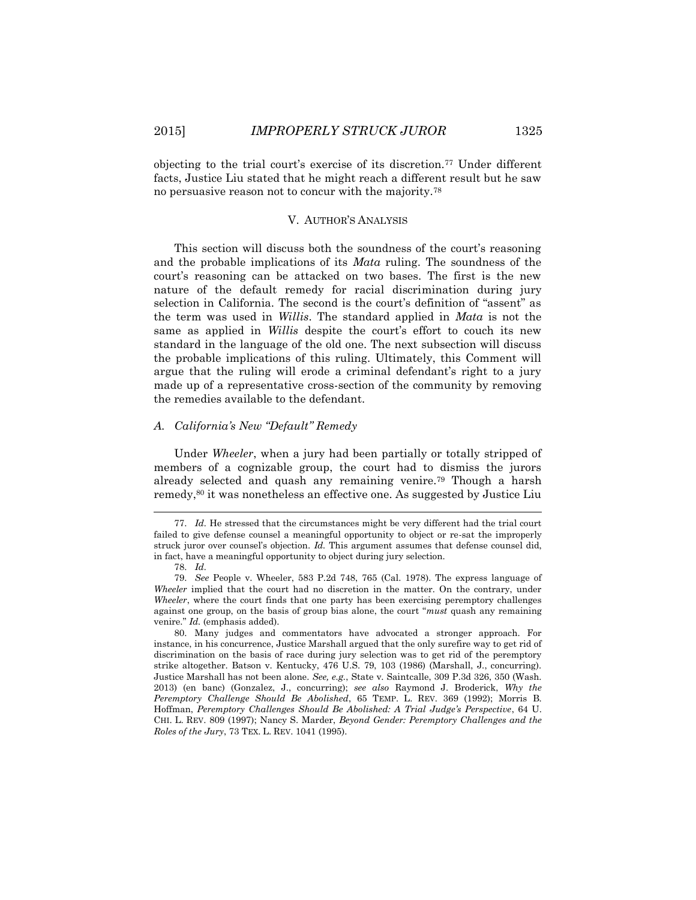objecting to the trial court's exercise of its discretion.[77] Under different facts, Justice Liu stated that he might reach a different result but he saw no persuasive reason not to concur with the majority.[78]

## V. AUTHOR'S ANALYSIS

This section will discuss both the soundness of the court's reasoning and the probable implications of its *Mata* ruling. The soundness of the court's reasoning can be attacked on two bases. The first is the new nature of the default remedy for racial discrimination during jury selection in California. The second is the court's definition of "assent" as the term was used in *Willis*. The standard applied in *Mata* is not the same as applied in *Willis* despite the court's effort to couch its new standard in the language of the old one. The next subsection will discuss the probable implications of this ruling. Ultimately, this Comment will argue that the ruling will erode a criminal defendant's right to a jury made up of a representative cross-section of the community by removing the remedies available to the defendant.

### A. *California's New "Default" Remedy*

Under *Wheeler*, when a jury had been partially or totally stripped of members of a cognizable group, the court had to dismiss the jurors already selected and quash any remaining venire.[79] Though a harsh remedy,[80] it was nonetheless an effective one. As suggested by Justice Liu

---

77. *Id.* He stressed that the circumstances might be very different had the trial court failed to give defense counsel a meaningful opportunity to object or re-sat the improperly struck juror over counsel's objection. *Id.* This argument assumes that defense counsel did, in fact, have a meaningful opportunity to object during jury selection.

78. *Id.*

79. *See* People v. Wheeler, 583 P.2d 748, 765 (Cal. 1978). The express language of *Wheeler* implied that the court had no discretion in the matter. On the contrary, under *Wheeler*, where the court finds that one party has been exercising peremptory challenges against one group, on the basis of group bias alone, the court "*must* quash any remaining venire." *Id.* (emphasis added).

80. Many judges and commentators have advocated a stronger approach. For instance, in his concurrence, Justice Marshall argued that the only surefire way to get rid of discrimination on the basis of race during jury selection was to get rid of the peremptory strike altogether. Batson v. Kentucky, 476 U.S. 79, 103 (1986) (Marshall, J., concurring). Justice Marshall has not been alone. *See, e.g.*, State v. Saintcalle, 309 P.3d 326, 350 (Wash. 2013) (en banc) (Gonzalez, J., concurring); *see also* Raymond J. Broderick, *Why the Peremptory Challenge Should Be Abolished*, 65 TEMP. L. REV. 369 (1992); Morris B. Hoffman, *Peremptory Challenges Should Be Abolished: A Trial Judge's Perspective*, 64 U. CHI. L. REV. 809 (1997); Nancy S. Marder, *Beyond Gender: Peremptory Challenges and the Roles of the Jury*, 73 TEX. L. REV. 1041 (1995).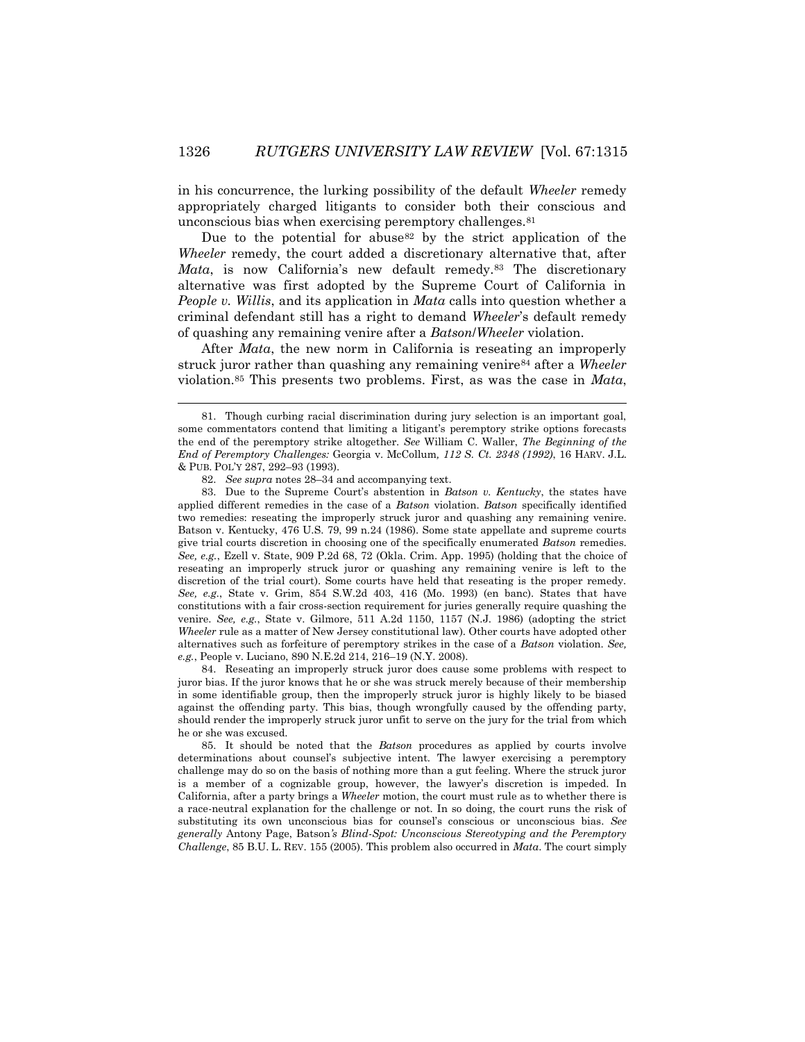in his concurrence, the lurking possibility of the default *Wheeler* remedy appropriately charged litigants to consider both their conscious and unconscious bias when exercising peremptory challenges.[81]

Due to the potential for abuse[82] by the strict application of the *Wheeler* remedy, the court added a discretionary alternative that, after *Mata*, is now California's new default remedy.[83] The discretionary alternative was first adopted by the Supreme Court of California in *People v. Willis*, and its application in *Mata* calls into question whether a criminal defendant still has a right to demand *Wheeler*'s default remedy of quashing any remaining venire after a *Batson*/*Wheeler* violation.

After *Mata*, the new norm in California is reseating an improperly struck juror rather than quashing any remaining venire[84] after a *Wheeler* violation.[85] This presents two problems. First, as was the case in *Mata*,

---

81. Though curbing racial discrimination during jury selection is an important goal, some commentators contend that limiting a litigant's peremptory strike options forecasts the end of the peremptory strike altogether. *See* William C. Waller, *The Beginning of the End of Peremptory Challenges:* Georgia v. McCollum*, 112 S. Ct. 2348 (1992)*, 16 HARV. J.L. & PUB. POL'Y 287, 292–93 (1993).

82. *See supra* notes 28–34 and accompanying text.

83. Due to the Supreme Court's abstention in *Batson v. Kentucky*, the states have applied different remedies in the case of a *Batson* violation. *Batson* specifically identified two remedies: reseating the improperly struck juror and quashing any remaining venire. Batson v. Kentucky, 476 U.S. 79, 99 n.24 (1986). Some state appellate and supreme courts give trial courts discretion in choosing one of the specifically enumerated *Batson* remedies. *See, e.g.*, Ezell v. State, 909 P.2d 68, 72 (Okla. Crim. App. 1995) (holding that the choice of reseating an improperly struck juror or quashing any remaining venire is left to the discretion of the trial court). Some courts have held that reseating is the proper remedy. *See, e.g.*, State v. Grim, 854 S.W.2d 403, 416 (Mo. 1993) (en banc). States that have constitutions with a fair cross-section requirement for juries generally require quashing the venire. *See, e.g.*, State v. Gilmore, 511 A.2d 1150, 1157 (N.J. 1986) (adopting the strict *Wheeler* rule as a matter of New Jersey constitutional law). Other courts have adopted other alternatives such as forfeiture of peremptory strikes in the case of a *Batson* violation. *See, e.g.*, People v. Luciano, 890 N.E.2d 214, 216–19 (N.Y. 2008).

84. Reseating an improperly struck juror does cause some problems with respect to juror bias. If the juror knows that he or she was struck merely because of their membership in some identifiable group, then the improperly struck juror is highly likely to be biased against the offending party. This bias, though wrongfully caused by the offending party, should render the improperly struck juror unfit to serve on the jury for the trial from which he or she was excused.

85. It should be noted that the *Batson* procedures as applied by courts involve determinations about counsel's subjective intent. The lawyer exercising a peremptory challenge may do so on the basis of nothing more than a gut feeling. Where the struck juror is a member of a cognizable group, however, the lawyer's discretion is impeded. In California, after a party brings a *Wheeler* motion, the court must rule as to whether there is a race-neutral explanation for the challenge or not. In so doing, the court runs the risk of substituting its own unconscious bias for counsel's conscious or unconscious bias. *See generally* Antony Page, Batson*'s Blind-Spot: Unconscious Stereotyping and the Peremptory Challenge*, 85 B.U. L. REV. 155 (2005). This problem also occurred in *Mata*. The court simply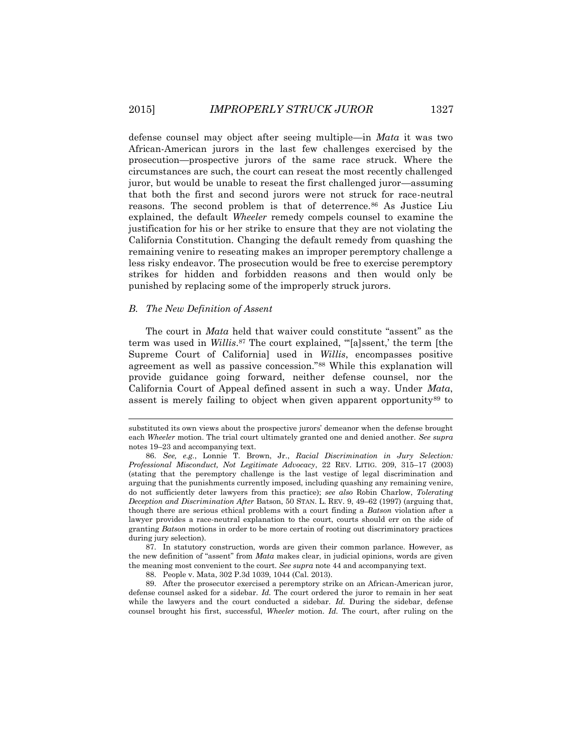defense counsel may object after seeing multiple—in *Mata* it was two African-American jurors in the last few challenges exercised by the prosecution—prospective jurors of the same race struck. Where the circumstances are such, the court can reseat the most recently challenged juror, but would be unable to reseat the first challenged juror—assuming that both the first and second jurors were not struck for race-neutral reasons. The second problem is that of deterrence.[86] As Justice Liu explained, the default *Wheeler* remedy compels counsel to examine the justification for his or her strike to ensure that they are not violating the California Constitution. Changing the default remedy from quashing the remaining venire to reseating makes an improper peremptory challenge a less risky endeavor. The prosecution would be free to exercise peremptory strikes for hidden and forbidden reasons and then would only be punished by replacing some of the improperly struck jurors.

### *B. The New Definition of Assent*

The court in *Mata* held that waiver could constitute "assent" as the term was used in *Willis*.[87] The court explained, "'[a]ssent,' the term [the Supreme Court of California] used in *Willis*, encompasses positive agreement as well as passive concession."[88] While this explanation will provide guidance going forward, neither defense counsel, nor the California Court of Appeal defined assent in such a way. Under *Mata*, assent is merely failing to object when given apparent opportunity[89] to

---

substituted its own views about the prospective jurors' demeanor when the defense brought each *Wheeler* motion. The trial court ultimately granted one and denied another. *See supra* notes 19–23 and accompanying text.

86. *See, e.g.*, Lonnie T. Brown, Jr., *Racial Discrimination in Jury Selection: Professional Misconduct, Not Legitimate Advocacy*, 22 REV. LITIG. 209, 315–17 (2003) (stating that the peremptory challenge is the last vestige of legal discrimination and arguing that the punishments currently imposed, including quashing any remaining venire, do not sufficiently deter lawyers from this practice); *see also* Robin Charlow, *Tolerating Deception and Discrimination After* Batson, 50 STAN. L. REV. 9, 49–62 (1997) (arguing that, though there are serious ethical problems with a court finding a *Batson* violation after a lawyer provides a race-neutral explanation to the court, courts should err on the side of granting *Batson* motions in order to be more certain of rooting out discriminatory practices during jury selection).

87. In statutory construction, words are given their common parlance. However, as the new definition of "assent" from *Mata* makes clear, in judicial opinions, words are given the meaning most convenient to the court. *See supra* note 44 and accompanying text.

88. People v. Mata, 302 P.3d 1039, 1044 (Cal. 2013).

89. After the prosecutor exercised a peremptory strike on an African-American juror, defense counsel asked for a sidebar. *Id.* The court ordered the juror to remain in her seat while the lawyers and the court conducted a sidebar. *Id.* During the sidebar, defense counsel brought his first, successful, *Wheeler* motion. *Id.* The court, after ruling on the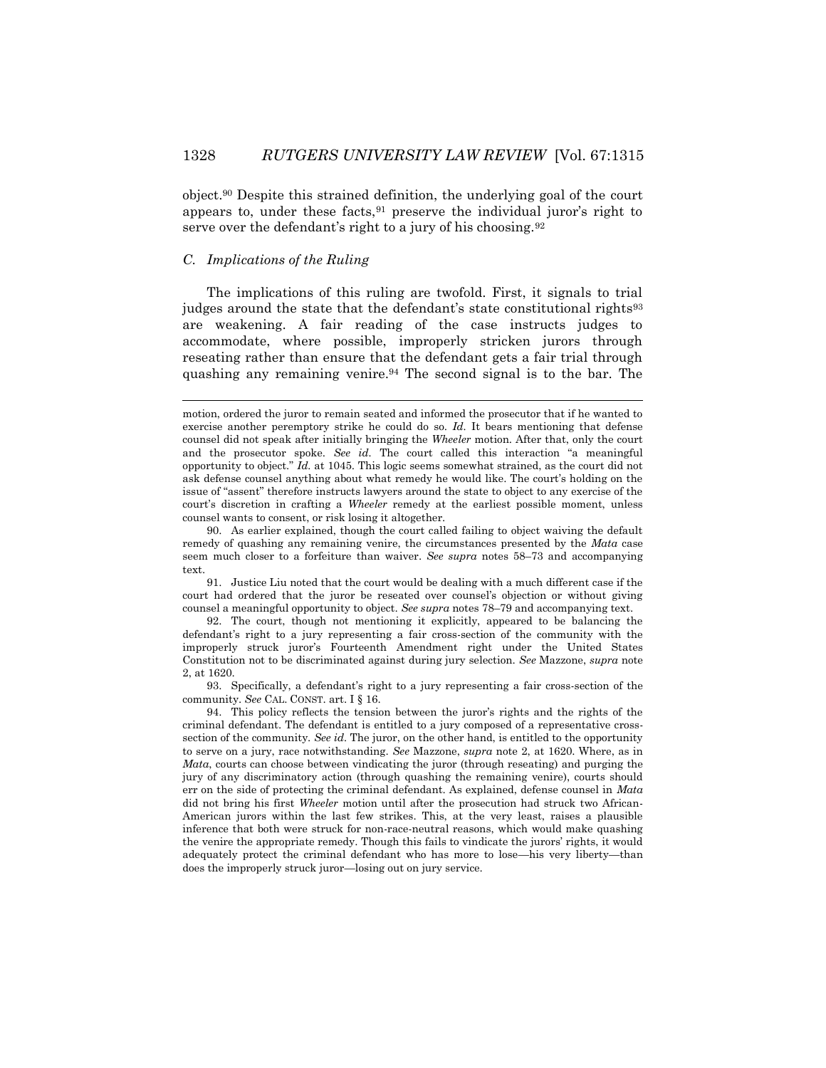object.[90] Despite this strained definition, the underlying goal of the court appears to, under these facts,[91] preserve the individual juror's right to serve over the defendant's right to a jury of his choosing.[92]

### *C. Implications of the Ruling*

The implications of this ruling are twofold. First, it signals to trial judges around the state that the defendant's state constitutional rights[93] are weakening. A fair reading of the case instructs judges to accommodate, where possible, improperly stricken jurors through reseating rather than ensure that the defendant gets a fair trial through quashing any remaining venire.[94] The second signal is to the bar. The

---

motion, ordered the juror to remain seated and informed the prosecutor that if he wanted to exercise another peremptory strike he could do so. *Id.* It bears mentioning that defense counsel did not speak after initially bringing the *Wheeler* motion. After that, only the court and the prosecutor spoke. *See id.* The court called this interaction "a meaningful opportunity to object." *Id.* at 1045. This logic seems somewhat strained, as the court did not ask defense counsel anything about what remedy he would like. The court's holding on the issue of "assent" therefore instructs lawyers around the state to object to any exercise of the court's discretion in crafting a *Wheeler* remedy at the earliest possible moment, unless counsel wants to consent, or risk losing it altogether.

90. As earlier explained, though the court called failing to object waiving the default remedy of quashing any remaining venire, the circumstances presented by the *Mata* case seem much closer to a forfeiture than waiver. *See supra* notes 58–73 and accompanying text.

91. Justice Liu noted that the court would be dealing with a much different case if the court had ordered that the juror be reseated over counsel's objection or without giving counsel a meaningful opportunity to object. *See supra* notes 78–79 and accompanying text.

92. The court, though not mentioning it explicitly, appeared to be balancing the defendant's right to a jury representing a fair cross-section of the community with the improperly struck juror's Fourteenth Amendment right under the United States Constitution not to be discriminated against during jury selection. *See* Mazzone, *supra* note 2, at 1620.

93. Specifically, a defendant's right to a jury representing a fair cross-section of the community. *See* CAL. CONST. art. I § 16.

94. This policy reflects the tension between the juror's rights and the rights of the criminal defendant. The defendant is entitled to a jury composed of a representative cross-section of the community. *See id.* The juror, on the other hand, is entitled to the opportunity to serve on a jury, race notwithstanding. *See* Mazzone, *supra* note 2, at 1620. Where, as in *Mata*, courts can choose between vindicating the juror (through reseating) and purging the jury of any discriminatory action (through quashing the remaining venire), courts should err on the side of protecting the criminal defendant. As explained, defense counsel in *Mata* did not bring his first *Wheeler* motion until after the prosecution had struck two African-American jurors within the last few strikes. This, at the very least, raises a plausible inference that both were struck for non-race-neutral reasons, which would make quashing the venire the appropriate remedy. Though this fails to vindicate the jurors' rights, it would adequately protect the criminal defendant who has more to lose—his very liberty—than does the improperly struck juror—losing out on jury service.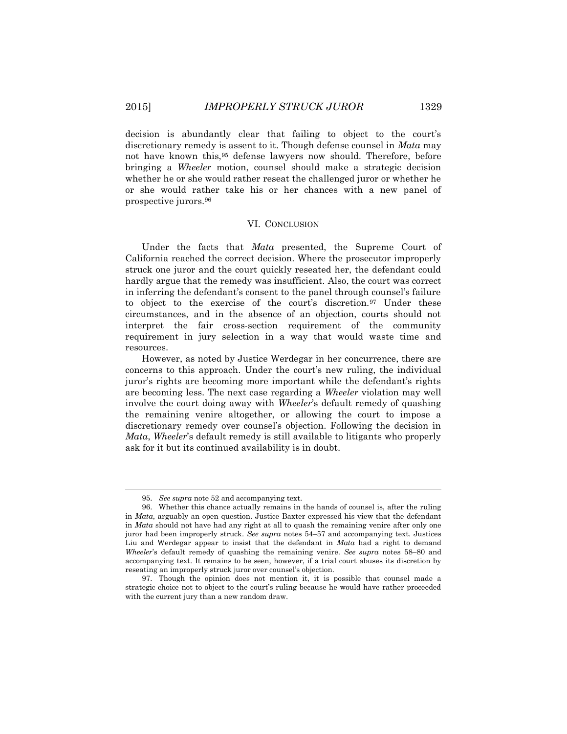decision is abundantly clear that failing to object to the court's discretionary remedy is assent to it. Though defense counsel in *Mata* may not have known this,[95] defense lawyers now should. Therefore, before bringing a *Wheeler* motion, counsel should make a strategic decision whether he or she would rather reseat the challenged juror or whether he or she would rather take his or her chances with a new panel of prospective jurors.[96]

## VI. CONCLUSION

Under the facts that *Mata* presented, the Supreme Court of California reached the correct decision. Where the prosecutor improperly struck one juror and the court quickly reseated her, the defendant could hardly argue that the remedy was insufficient. Also, the court was correct in inferring the defendant's consent to the panel through counsel's failure to object to the exercise of the court's discretion.[97] Under these circumstances, and in the absence of an objection, courts should not interpret the fair cross-section requirement of the community requirement in jury selection in a way that would waste time and resources.

However, as noted by Justice Werdegar in her concurrence, there are concerns to this approach. Under the court's new ruling, the individual juror's rights are becoming more important while the defendant's rights are becoming less. The next case regarding a *Wheeler* violation may well involve the court doing away with *Wheeler*'s default remedy of quashing the remaining venire altogether, or allowing the court to impose a discretionary remedy over counsel's objection. Following the decision in *Mata*, *Wheeler*'s default remedy is still available to litigants who properly ask for it but its continued availability is in doubt.

---

95. *See supra* note 52 and accompanying text.

96. Whether this chance actually remains in the hands of counsel is, after the ruling in *Mata*, arguably an open question. Justice Baxter expressed his view that the defendant in *Mata* should not have had any right at all to quash the remaining venire after only one juror had been improperly struck. *See supra* notes 54–57 and accompanying text. Justices Liu and Werdegar appear to insist that the defendant in *Mata* had a right to demand *Wheeler*'s default remedy of quashing the remaining venire. *See supra* notes 58–80 and accompanying text. It remains to be seen, however, if a trial court abuses its discretion by reseating an improperly struck juror over counsel's objection.

97. Though the opinion does not mention it, it is possible that counsel made a strategic choice not to object to the court's ruling because he would have rather proceeded with the current jury than a new random draw.